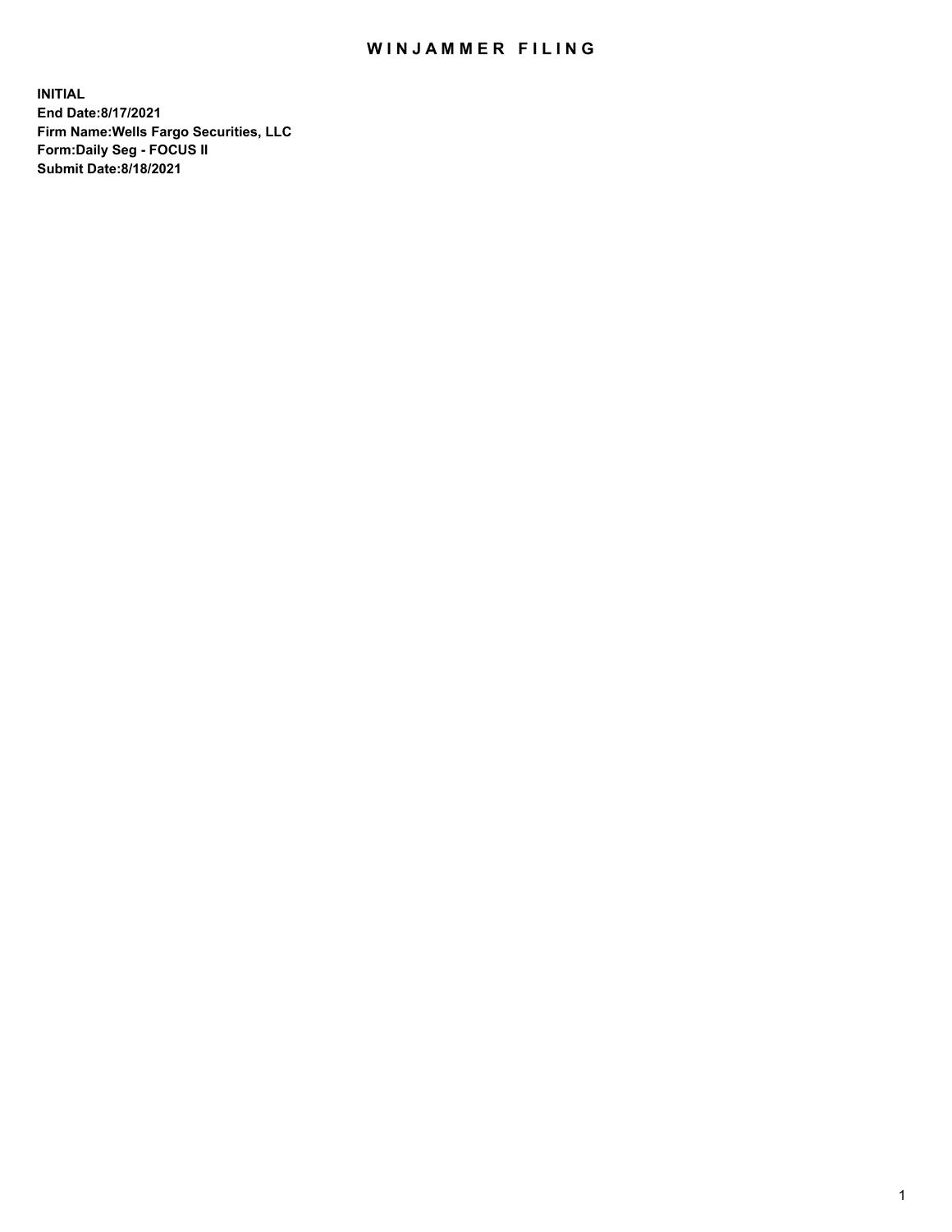# WINJAMMER FILING

**INITIAL**
**End Date:8/17/2021**
**Firm Name:Wells Fargo Securities, LLC**
**Form:Daily Seg - FOCUS II**
**Submit Date:8/18/2021**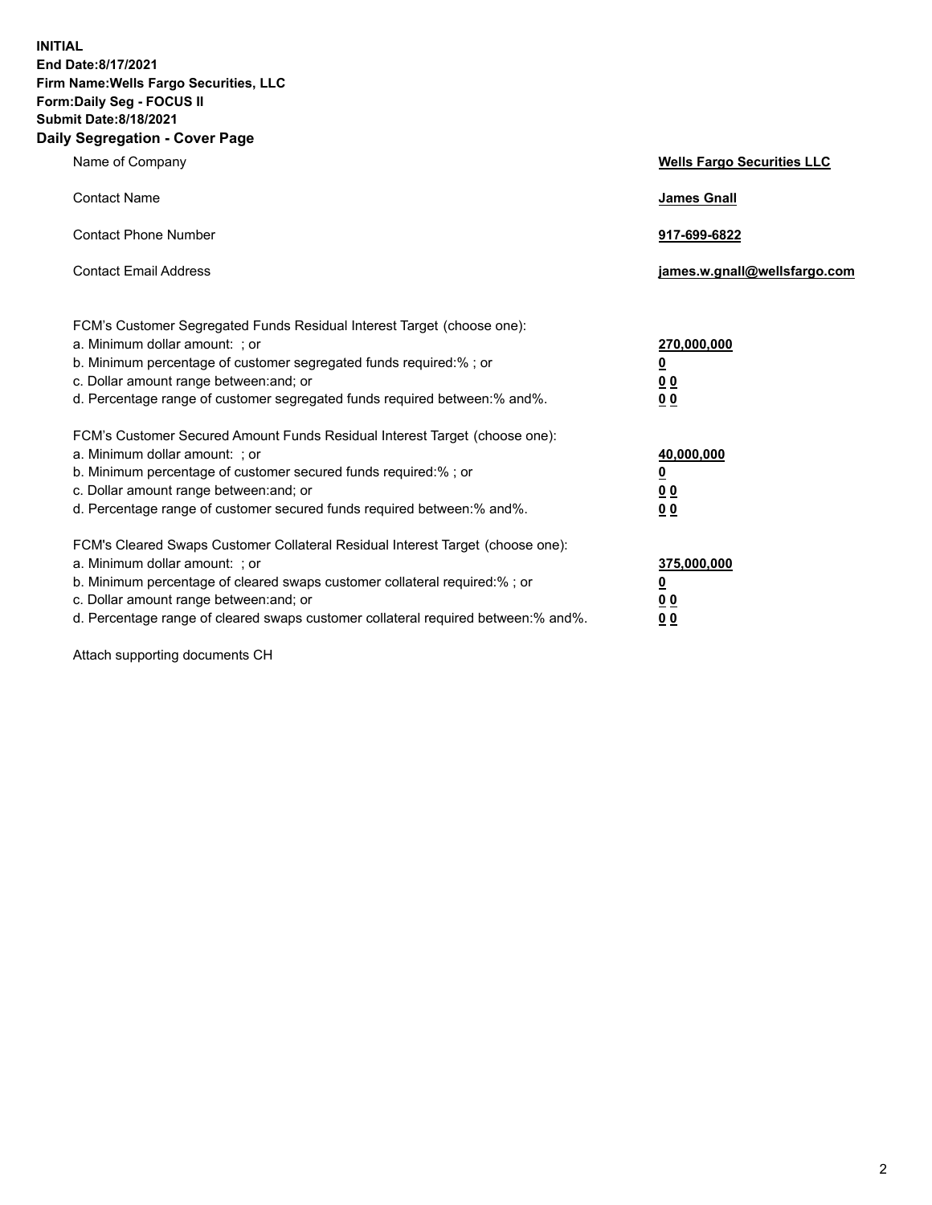**INITIAL**
**End Date:8/17/2021**
**Firm Name:Wells Fargo Securities, LLC**
**Form:Daily Seg - FOCUS II**
**Submit Date:8/18/2021**

## Daily Segregation - Cover Page

| | |
|---|---|
| Name of Company | **Wells Fargo Securities LLC** |
| Contact Name | **James Gnall** |
| Contact Phone Number | **917-699-6822** |
| Contact Email Address | **james.w.gnall@wellsfargo.com** |

| | |
|---|---|
| FCM's Customer Segregated Funds Residual Interest Target (choose one): | |
| a. Minimum dollar amount: ; or | **270,000,000** |
| b. Minimum percentage of customer segregated funds required:% ; or | **0** |
| c. Dollar amount range between:and; or | **0 0** |
| d. Percentage range of customer segregated funds required between:% and%. | **0 0** |
| FCM's Customer Secured Amount Funds Residual Interest Target (choose one): | |
| a. Minimum dollar amount: ; or | **40,000,000** |
| b. Minimum percentage of customer secured funds required:% ; or | **0** |
| c. Dollar amount range between:and; or | **0 0** |
| d. Percentage range of customer secured funds required between:% and%. | **0 0** |
| FCM's Cleared Swaps Customer Collateral Residual Interest Target (choose one): | |
| a. Minimum dollar amount: ; or | **375,000,000** |
| b. Minimum percentage of cleared swaps customer collateral required:% ; or | **0** |
| c. Dollar amount range between:and; or | **0 0** |
| d. Percentage range of cleared swaps customer collateral required between:% and%. | **0 0** |

Attach supporting documents CH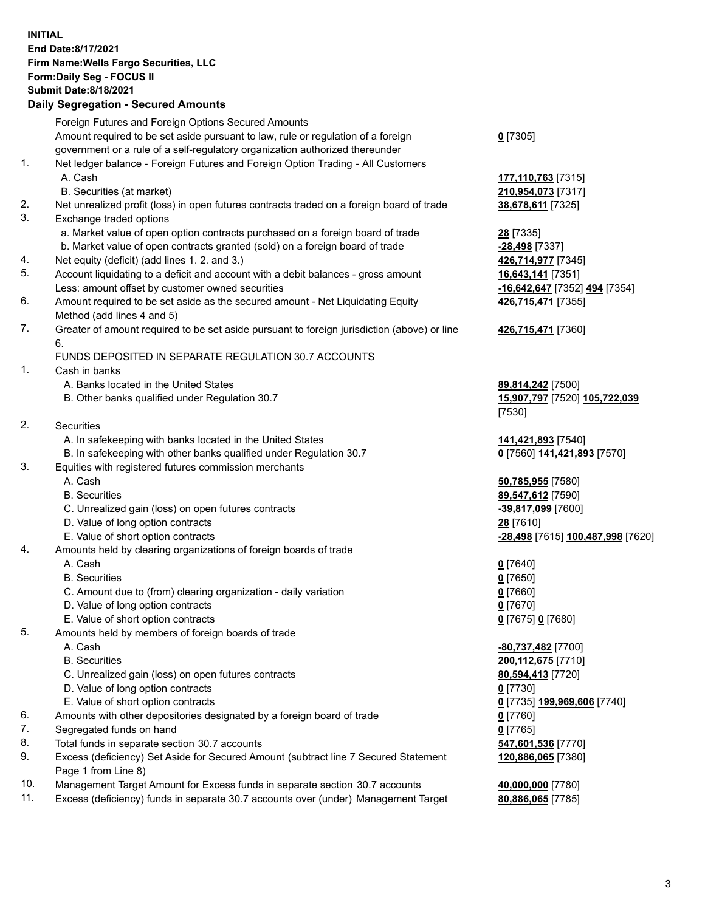**INITIAL**
**End Date:8/17/2021**
**Firm Name:Wells Fargo Securities, LLC**
**Form:Daily Seg - FOCUS II**
**Submit Date:8/18/2021**

### Daily Segregation - Secured Amounts

| | | |
|---|---|---|
| | Foreign Futures and Foreign Options Secured Amounts | |
| | Amount required to be set aside pursuant to law, rule or regulation of a foreign government or a rule of a self-regulatory organization authorized thereunder | **0** [7305] |
| 1. | Net ledger balance - Foreign Futures and Foreign Option Trading - All Customers | |
| | A. Cash | **177,110,763** [7315] |
| | B. Securities (at market) | **210,954,073** [7317] |
| 2. | Net unrealized profit (loss) in open futures contracts traded on a foreign board of trade | **38,678,611** [7325] |
| 3. | Exchange traded options | |
| | a. Market value of open option contracts purchased on a foreign board of trade | **28** [7335] |
| | b. Market value of open contracts granted (sold) on a foreign board of trade | **-28,498** [7337] |
| 4. | Net equity (deficit) (add lines 1. 2. and 3.) | **426,714,977** [7345] |
| 5. | Account liquidating to a deficit and account with a debit balances - gross amount | **16,643,141** [7351] |
| | Less: amount offset by customer owned securities | **-16,642,647** [7352] **494** [7354] |
| 6. | Amount required to be set aside as the secured amount - Net Liquidating Equity Method (add lines 4 and 5) | **426,715,471** [7355] |
| 7. | Greater of amount required to be set aside pursuant to foreign jurisdiction (above) or line 6. | **426,715,471** [7360] |
| | FUNDS DEPOSITED IN SEPARATE REGULATION 30.7 ACCOUNTS | |
| 1. | Cash in banks | |
| | A. Banks located in the United States | **89,814,242** [7500] |
| | B. Other banks qualified under Regulation 30.7 | **15,907,797** [7520] **105,722,039** [7530] |
| 2. | Securities | |
| | A. In safekeeping with banks located in the United States | **141,421,893** [7540] |
| | B. In safekeeping with other banks qualified under Regulation 30.7 | **0** [7560] **141,421,893** [7570] |
| 3. | Equities with registered futures commission merchants | |
| | A. Cash | **50,785,955** [7580] |
| | B. Securities | **89,547,612** [7590] |
| | C. Unrealized gain (loss) on open futures contracts | **-39,817,099** [7600] |
| | D. Value of long option contracts | **28** [7610] |
| | E. Value of short option contracts | **-28,498** [7615] **100,487,998** [7620] |
| 4. | Amounts held by clearing organizations of foreign boards of trade | |
| | A. Cash | **0** [7640] |
| | B. Securities | **0** [7650] |
| | C. Amount due to (from) clearing organization - daily variation | **0** [7660] |
| | D. Value of long option contracts | **0** [7670] |
| | E. Value of short option contracts | **0** [7675] **0** [7680] |
| 5. | Amounts held by members of foreign boards of trade | |
| | A. Cash | **-80,737,482** [7700] |
| | B. Securities | **200,112,675** [7710] |
| | C. Unrealized gain (loss) on open futures contracts | **80,594,413** [7720] |
| | D. Value of long option contracts | **0** [7730] |
| | E. Value of short option contracts | **0** [7735] **199,969,606** [7740] |
| 6. | Amounts with other depositories designated by a foreign board of trade | **0** [7760] |
| 7. | Segregated funds on hand | **0** [7765] |
| 8. | Total funds in separate section 30.7 accounts | **547,601,536** [7770] |
| 9. | Excess (deficiency) Set Aside for Secured Amount (subtract line 7 Secured Statement Page 1 from Line 8) | **120,886,065** [7380] |
| 10. | Management Target Amount for Excess funds in separate section 30.7 accounts | **40,000,000** [7780] |
| 11. | Excess (deficiency) funds in separate 30.7 accounts over (under) Management Target | **80,886,065** [7785] |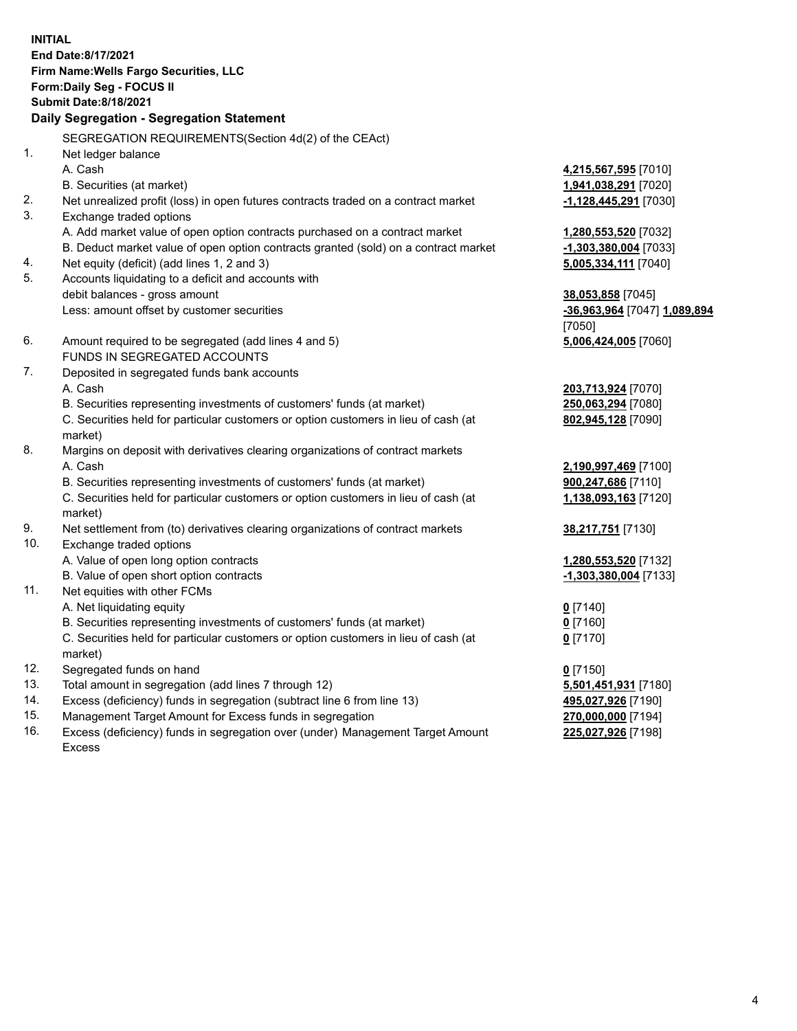**INITIAL**
**End Date:8/17/2021**
**Firm Name:Wells Fargo Securities, LLC**
**Form:Daily Seg - FOCUS II**
**Submit Date:8/18/2021**

## Daily Segregation - Segregation Statement

SEGREGATION REQUIREMENTS(Section 4d(2) of the CEAct)

| | | |
|---|---|---|
| 1. | Net ledger balance | |
| | A. Cash | 4,215,567,595 [7010] |
| | B. Securities (at market) | 1,941,038,291 [7020] |
| 2. | Net unrealized profit (loss) in open futures contracts traded on a contract market | -1,128,445,291 [7030] |
| 3. | Exchange traded options | |
| | A. Add market value of open option contracts purchased on a contract market | 1,280,553,520 [7032] |
| | B. Deduct market value of open option contracts granted (sold) on a contract market | -1,303,380,004 [7033] |
| 4. | Net equity (deficit) (add lines 1, 2 and 3) | 5,005,334,111 [7040] |
| 5. | Accounts liquidating to a deficit and accounts with debit balances - gross amount | 38,053,858 [7045] |
| | Less: amount offset by customer securities | -36,963,964 [7047] 1,089,894 [7050] |
| 6. | Amount required to be segregated (add lines 4 and 5) | 5,006,424,005 [7060] |
| | FUNDS IN SEGREGATED ACCOUNTS | |
| 7. | Deposited in segregated funds bank accounts | |
| | A. Cash | 203,713,924 [7070] |
| | B. Securities representing investments of customers' funds (at market) | 250,063,294 [7080] |
| | C. Securities held for particular customers or option customers in lieu of cash (at market) | 802,945,128 [7090] |
| 8. | Margins on deposit with derivatives clearing organizations of contract markets | |
| | A. Cash | 2,190,997,469 [7100] |
| | B. Securities representing investments of customers' funds (at market) | 900,247,686 [7110] |
| | C. Securities held for particular customers or option customers in lieu of cash (at market) | 1,138,093,163 [7120] |
| 9. | Net settlement from (to) derivatives clearing organizations of contract markets | 38,217,751 [7130] |
| 10. | Exchange traded options | |
| | A. Value of open long option contracts | 1,280,553,520 [7132] |
| | B. Value of open short option contracts | -1,303,380,004 [7133] |
| 11. | Net equities with other FCMs | |
| | A. Net liquidating equity | 0 [7140] |
| | B. Securities representing investments of customers' funds (at market) | 0 [7160] |
| | C. Securities held for particular customers or option customers in lieu of cash (at market) | 0 [7170] |
| 12. | Segregated funds on hand | 0 [7150] |
| 13. | Total amount in segregation (add lines 7 through 12) | 5,501,451,931 [7180] |
| 14. | Excess (deficiency) funds in segregation (subtract line 6 from line 13) | 495,027,926 [7190] |
| 15. | Management Target Amount for Excess funds in segregation | 270,000,000 [7194] |
| 16. | Excess (deficiency) funds in segregation over (under) Management Target Amount Excess | 225,027,926 [7198] |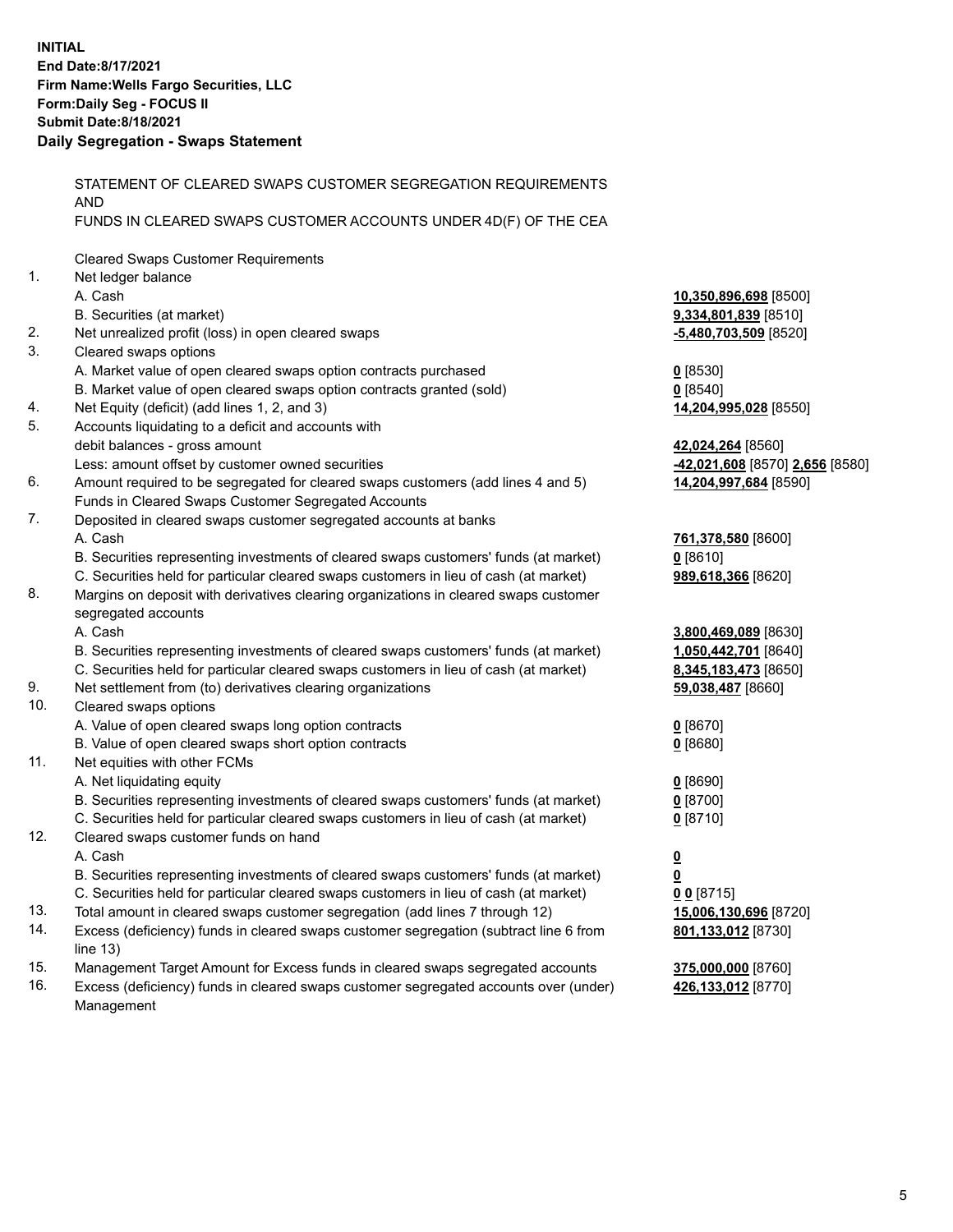**INITIAL**
**End Date:8/17/2021**
**Firm Name:Wells Fargo Securities, LLC**
**Form:Daily Seg - FOCUS II**
**Submit Date:8/18/2021**
**Daily Segregation - Swaps Statement**

STATEMENT OF CLEARED SWAPS CUSTOMER SEGREGATION REQUIREMENTS AND FUNDS IN CLEARED SWAPS CUSTOMER ACCOUNTS UNDER 4D(F) OF THE CEA

| | | |
|---|---|---|
| | Cleared Swaps Customer Requirements | |
| 1. | Net ledger balance | |
| | A. Cash | **10,350,896,698** [8500] |
| | B. Securities (at market) | **9,334,801,839** [8510] |
| 2. | Net unrealized profit (loss) in open cleared swaps | **-5,480,703,509** [8520] |
| 3. | Cleared swaps options | |
| | A. Market value of open cleared swaps option contracts purchased | **0** [8530] |
| | B. Market value of open cleared swaps option contracts granted (sold) | **0** [8540] |
| 4. | Net Equity (deficit) (add lines 1, 2, and 3) | **14,204,995,028** [8550] |
| 5. | Accounts liquidating to a deficit and accounts with | |
| | debit balances - gross amount | **42,024,264** [8560] |
| | Less: amount offset by customer owned securities | **-42,021,608** [8570] **2,656** [8580] |
| 6. | Amount required to be segregated for cleared swaps customers (add lines 4 and 5) | **14,204,997,684** [8590] |
| | Funds in Cleared Swaps Customer Segregated Accounts | |
| 7. | Deposited in cleared swaps customer segregated accounts at banks | |
| | A. Cash | **761,378,580** [8600] |
| | B. Securities representing investments of cleared swaps customers' funds (at market) | **0** [8610] |
| | C. Securities held for particular cleared swaps customers in lieu of cash (at market) | **989,618,366** [8620] |
| 8. | Margins on deposit with derivatives clearing organizations in cleared swaps customer segregated accounts | |
| | A. Cash | **3,800,469,089** [8630] |
| | B. Securities representing investments of cleared swaps customers' funds (at market) | **1,050,442,701** [8640] |
| | C. Securities held for particular cleared swaps customers in lieu of cash (at market) | **8,345,183,473** [8650] |
| 9. | Net settlement from (to) derivatives clearing organizations | **59,038,487** [8660] |
| 10. | Cleared swaps options | |
| | A. Value of open cleared swaps long option contracts | **0** [8670] |
| | B. Value of open cleared swaps short option contracts | **0** [8680] |
| 11. | Net equities with other FCMs | |
| | A. Net liquidating equity | **0** [8690] |
| | B. Securities representing investments of cleared swaps customers' funds (at market) | **0** [8700] |
| | C. Securities held for particular cleared swaps customers in lieu of cash (at market) | **0** [8710] |
| 12. | Cleared swaps customer funds on hand | |
| | A. Cash | **0** |
| | B. Securities representing investments of cleared swaps customers' funds (at market) | **0** |
| | C. Securities held for particular cleared swaps customers in lieu of cash (at market) | **0** **0** [8715] |
| 13. | Total amount in cleared swaps customer segregation (add lines 7 through 12) | **15,006,130,696** [8720] |
| 14. | Excess (deficiency) funds in cleared swaps customer segregation (subtract line 6 from line 13) | **801,133,012** [8730] |
| 15. | Management Target Amount for Excess funds in cleared swaps segregated accounts | **375,000,000** [8760] |
| 16. | Excess (deficiency) funds in cleared swaps customer segregated accounts over (under) Management | **426,133,012** [8770] |